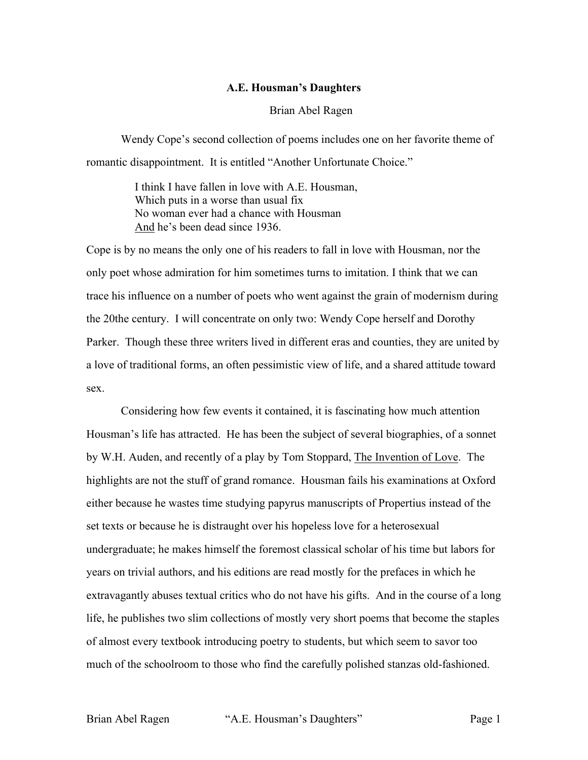**A.E. Housman's Daughters**

Brian Abel Ragen

Wendy Cope's second collection of poems includes one on her favorite theme of romantic disappointment. It is entitled "Another Unfortunate Choice."

> I think I have fallen in love with A.E. Housman,  
> Which puts in a worse than usual fix  
> No woman ever had a chance with Housman  
> <u>And</u> he's been dead since 1936.

Cope is by no means the only one of his readers to fall in love with Housman, nor the only poet whose admiration for him sometimes turns to imitation. I think that we can trace his influence on a number of poets who went against the grain of modernism during the 20the century. I will concentrate on only two: Wendy Cope herself and Dorothy Parker. Though these three writers lived in different eras and counties, they are united by a love of traditional forms, an often pessimistic view of life, and a shared attitude toward sex.

Considering how few events it contained, it is fascinating how much attention Housman's life has attracted. He has been the subject of several biographies, of a sonnet by W.H. Auden, and recently of a play by Tom Stoppard, <u>The Invention of Love</u>. The highlights are not the stuff of grand romance. Housman fails his examinations at Oxford either because he wastes time studying papyrus manuscripts of Propertius instead of the set texts or because he is distraught over his hopeless love for a heterosexual undergraduate; he makes himself the foremost classical scholar of his time but labors for years on trivial authors, and his editions are read mostly for the prefaces in which he extravagantly abuses textual critics who do not have his gifts. And in the course of a long life, he publishes two slim collections of mostly very short poems that become the staples of almost every textbook introducing poetry to students, but which seem to savor too much of the schoolroom to those who find the carefully polished stanzas old-fashioned.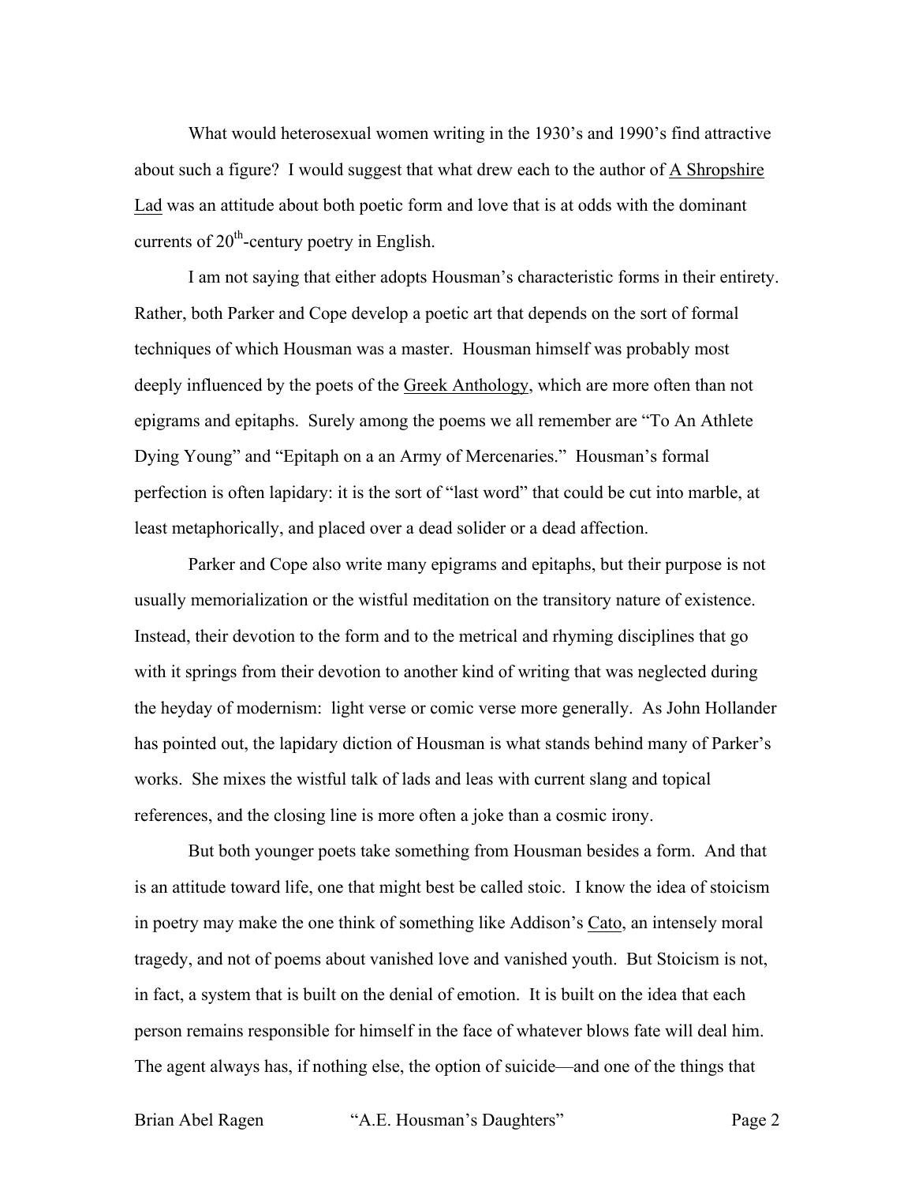What would heterosexual women writing in the 1930's and 1990's find attractive about such a figure? I would suggest that what drew each to the author of <u>A Shropshire Lad</u> was an attitude about both poetic form and love that is at odds with the dominant currents of 20th-century poetry in English.

I am not saying that either adopts Housman's characteristic forms in their entirety. Rather, both Parker and Cope develop a poetic art that depends on the sort of formal techniques of which Housman was a master. Housman himself was probably most deeply influenced by the poets of the <u>Greek Anthology</u>, which are more often than not epigrams and epitaphs. Surely among the poems we all remember are "To An Athlete Dying Young" and "Epitaph on a an Army of Mercenaries." Housman's formal perfection is often lapidary: it is the sort of "last word" that could be cut into marble, at least metaphorically, and placed over a dead solider or a dead affection.

Parker and Cope also write many epigrams and epitaphs, but their purpose is not usually memorialization or the wistful meditation on the transitory nature of existence. Instead, their devotion to the form and to the metrical and rhyming disciplines that go with it springs from their devotion to another kind of writing that was neglected during the heyday of modernism: light verse or comic verse more generally. As John Hollander has pointed out, the lapidary diction of Housman is what stands behind many of Parker's works. She mixes the wistful talk of lads and leas with current slang and topical references, and the closing line is more often a joke than a cosmic irony.

But both younger poets take something from Housman besides a form. And that is an attitude toward life, one that might best be called stoic. I know the idea of stoicism in poetry may make the one think of something like Addison's <u>Cato</u>, an intensely moral tragedy, and not of poems about vanished love and vanished youth. But Stoicism is not, in fact, a system that is built on the denial of emotion. It is built on the idea that each person remains responsible for himself in the face of whatever blows fate will deal him. The agent always has, if nothing else, the option of suicide—and one of the things that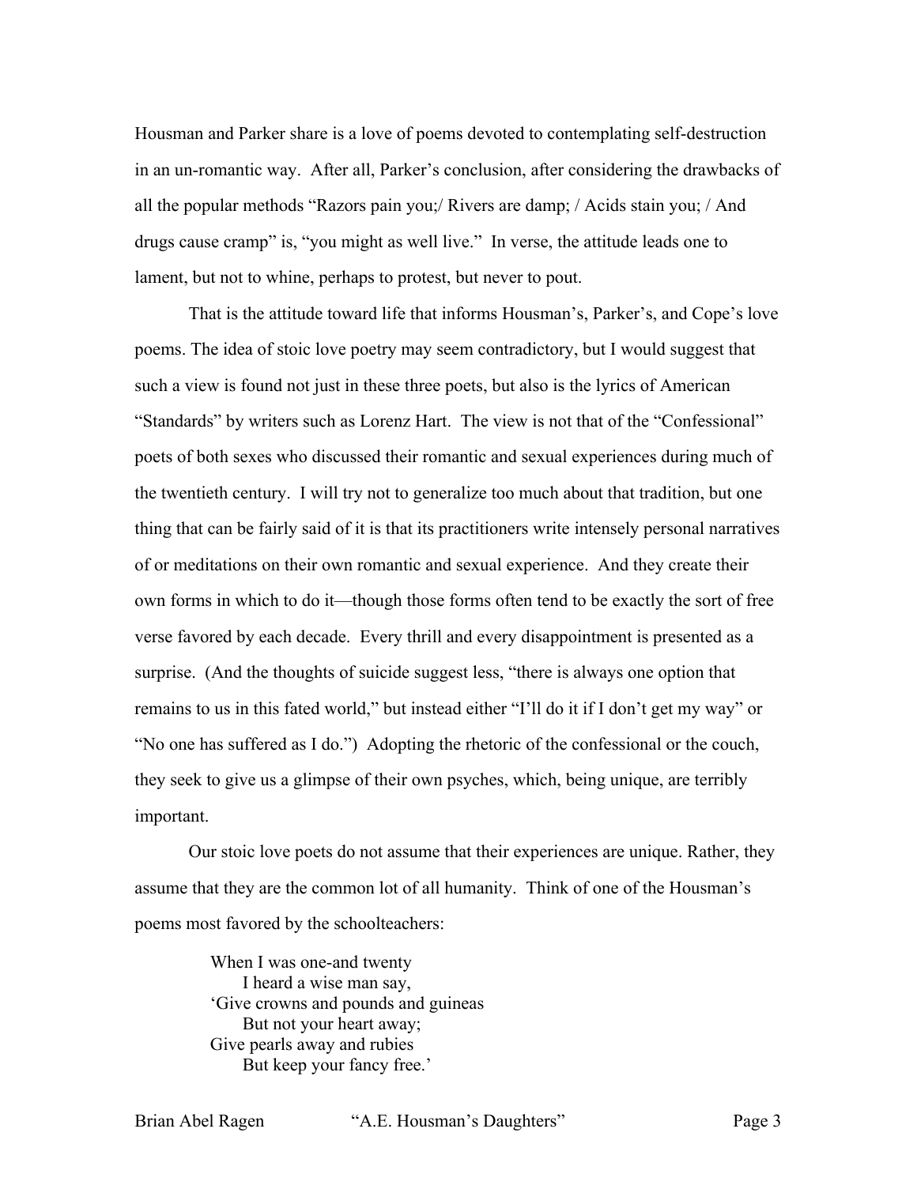Housman and Parker share is a love of poems devoted to contemplating self-destruction in an un-romantic way. After all, Parker's conclusion, after considering the drawbacks of all the popular methods "Razors pain you;/ Rivers are damp; / Acids stain you; / And drugs cause cramp" is, "you might as well live." In verse, the attitude leads one to lament, but not to whine, perhaps to protest, but never to pout.

That is the attitude toward life that informs Housman's, Parker's, and Cope's love poems. The idea of stoic love poetry may seem contradictory, but I would suggest that such a view is found not just in these three poets, but also is the lyrics of American "Standards" by writers such as Lorenz Hart. The view is not that of the "Confessional" poets of both sexes who discussed their romantic and sexual experiences during much of the twentieth century. I will try not to generalize too much about that tradition, but one thing that can be fairly said of it is that its practitioners write intensely personal narratives of or meditations on their own romantic and sexual experience. And they create their own forms in which to do it—though those forms often tend to be exactly the sort of free verse favored by each decade. Every thrill and every disappointment is presented as a surprise. (And the thoughts of suicide suggest less, "there is always one option that remains to us in this fated world," but instead either "I'll do it if I don't get my way" or "No one has suffered as I do.") Adopting the rhetoric of the confessional or the couch, they seek to give us a glimpse of their own psyches, which, being unique, are terribly important.

Our stoic love poets do not assume that their experiences are unique. Rather, they assume that they are the common lot of all humanity. Think of one of the Housman's poems most favored by the schoolteachers:

> When I was one-and twenty  
> &nbsp;&nbsp;&nbsp;&nbsp;I heard a wise man say,  
> 'Give crowns and pounds and guineas  
> &nbsp;&nbsp;&nbsp;&nbsp;But not your heart away;  
> Give pearls away and rubies  
> &nbsp;&nbsp;&nbsp;&nbsp;But keep your fancy free.'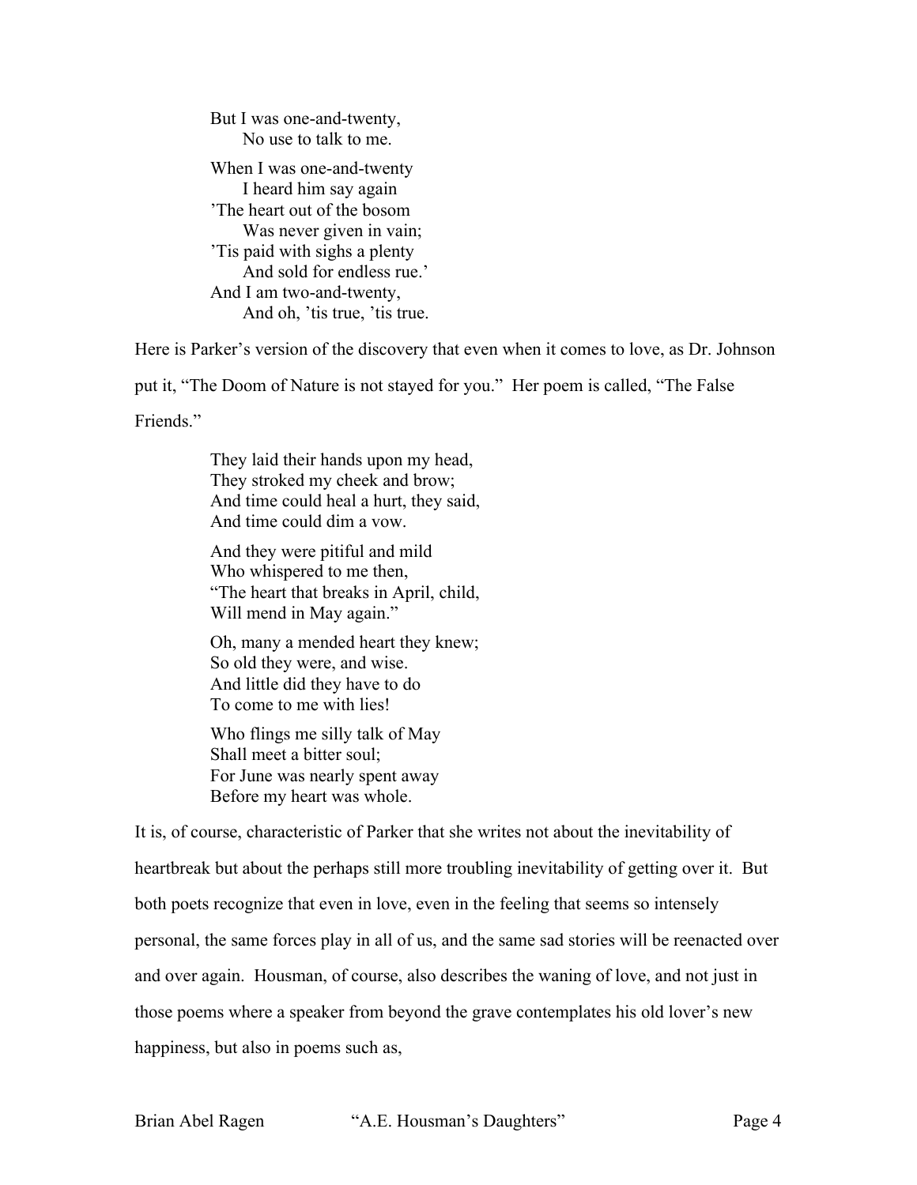But I was one-and-twenty,  
    No use to talk to me.

When I was one-and-twenty  
    I heard him say again  
'The heart out of the bosom  
    Was never given in vain;  
'Tis paid with sighs a plenty  
    And sold for endless rue.'  
And I am two-and-twenty,  
    And oh, 'tis true, 'tis true.

Here is Parker's version of the discovery that even when it comes to love, as Dr. Johnson put it, "The Doom of Nature is not stayed for you." Her poem is called, "The False Friends."

They laid their hands upon my head,  
They stroked my cheek and brow;  
And time could heal a hurt, they said,  
And time could dim a vow.

And they were pitiful and mild  
Who whispered to me then,  
"The heart that breaks in April, child,  
Will mend in May again."

Oh, many a mended heart they knew;  
So old they were, and wise.  
And little did they have to do  
To come to me with lies!

Who flings me silly talk of May  
Shall meet a bitter soul;  
For June was nearly spent away  
Before my heart was whole.

It is, of course, characteristic of Parker that she writes not about the inevitability of heartbreak but about the perhaps still more troubling inevitability of getting over it. But both poets recognize that even in love, even in the feeling that seems so intensely personal, the same forces play in all of us, and the same sad stories will be reenacted over and over again. Housman, of course, also describes the waning of love, and not just in those poems where a speaker from beyond the grave contemplates his old lover's new happiness, but also in poems such as,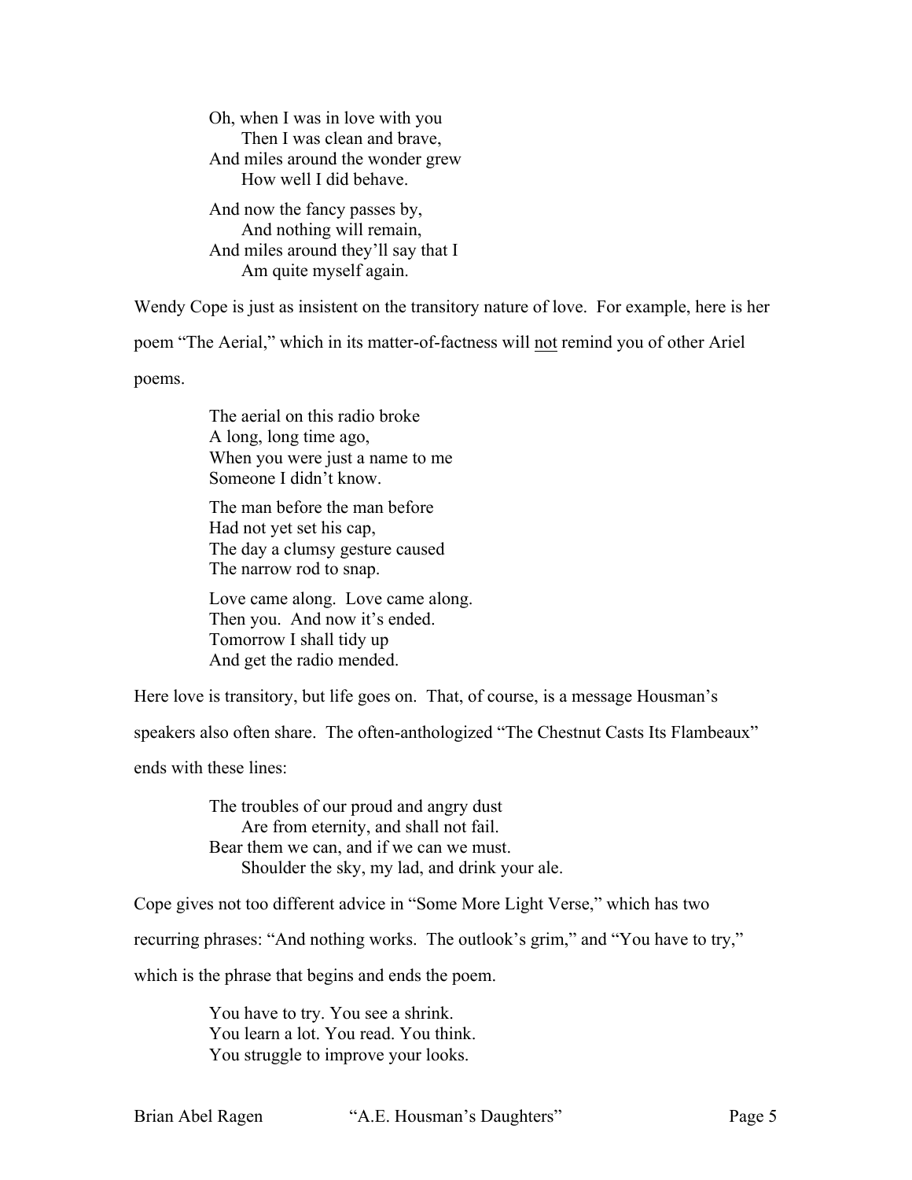> Oh, when I was in love with you
>     Then I was clean and brave,
> And miles around the wonder grew
>     How well I did behave.
>
> And now the fancy passes by,
>     And nothing will remain,
> And miles around they'll say that I
>     Am quite myself again.

Wendy Cope is just as insistent on the transitory nature of love. For example, here is her poem "The Aerial," which in its matter-of-factness will <u>not</u> remind you of other Ariel poems.

> The aerial on this radio broke
> A long, long time ago,
> When you were just a name to me
> Someone I didn't know.
>
> The man before the man before
> Had not yet set his cap,
> The day a clumsy gesture caused
> The narrow rod to snap.
>
> Love came along. Love came along.
> Then you. And now it's ended.
> Tomorrow I shall tidy up
> And get the radio mended.

Here love is transitory, but life goes on. That, of course, is a message Housman's speakers also often share. The often-anthologized "The Chestnut Casts Its Flambeaux" ends with these lines:

> The troubles of our proud and angry dust
>     Are from eternity, and shall not fail.
> Bear them we can, and if we can we must.
>     Shoulder the sky, my lad, and drink your ale.

Cope gives not too different advice in "Some More Light Verse," which has two recurring phrases: "And nothing works. The outlook's grim," and "You have to try," which is the phrase that begins and ends the poem.

> You have to try. You see a shrink.
> You learn a lot. You read. You think.
> You struggle to improve your looks.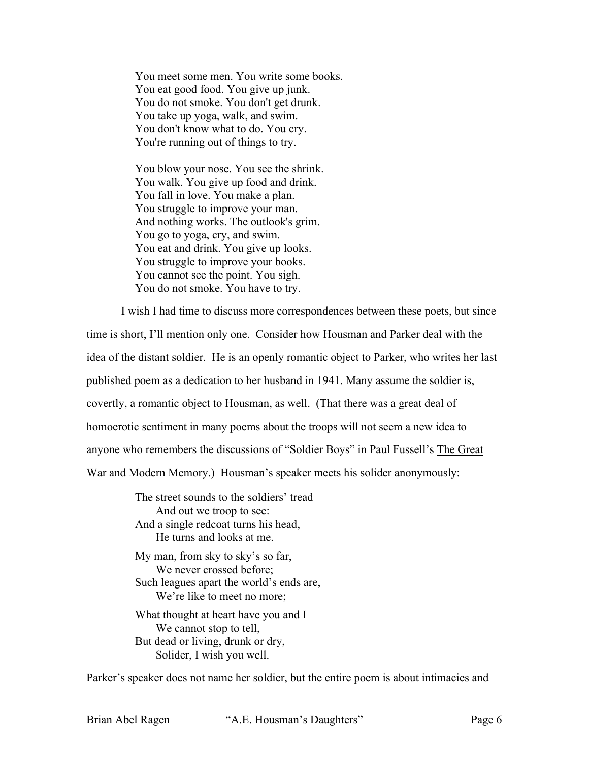You meet some men. You write some books.  
You eat good food. You give up junk.  
You do not smoke. You don't get drunk.  
You take up yoga, walk, and swim.  
You don't know what to do. You cry.  
You're running out of things to try.

You blow your nose. You see the shrink.  
You walk. You give up food and drink.  
You fall in love. You make a plan.  
You struggle to improve your man.  
And nothing works. The outlook's grim.  
You go to yoga, cry, and swim.  
You eat and drink. You give up looks.  
You struggle to improve your books.  
You cannot see the point. You sigh.  
You do not smoke. You have to try.

I wish I had time to discuss more correspondences between these poets, but since time is short, I'll mention only one. Consider how Housman and Parker deal with the idea of the distant soldier. He is an openly romantic object to Parker, who writes her last published poem as a dedication to her husband in 1941. Many assume the soldier is, covertly, a romantic object to Housman, as well. (That there was a great deal of homoerotic sentiment in many poems about the troops will not seem a new idea to anyone who remembers the discussions of "Soldier Boys" in Paul Fussell's The Great War and Modern Memory.) Housman's speaker meets his solider anonymously:

The street sounds to the soldiers' tread  
    And out we troop to see:  
And a single redcoat turns his head,  
    He turns and looks at me.

My man, from sky to sky's so far,  
    We never crossed before;  
Such leagues apart the world's ends are,  
    We're like to meet no more;

What thought at heart have you and I  
    We cannot stop to tell,  
But dead or living, drunk or dry,  
    Solider, I wish you well.

Parker's speaker does not name her soldier, but the entire poem is about intimacies and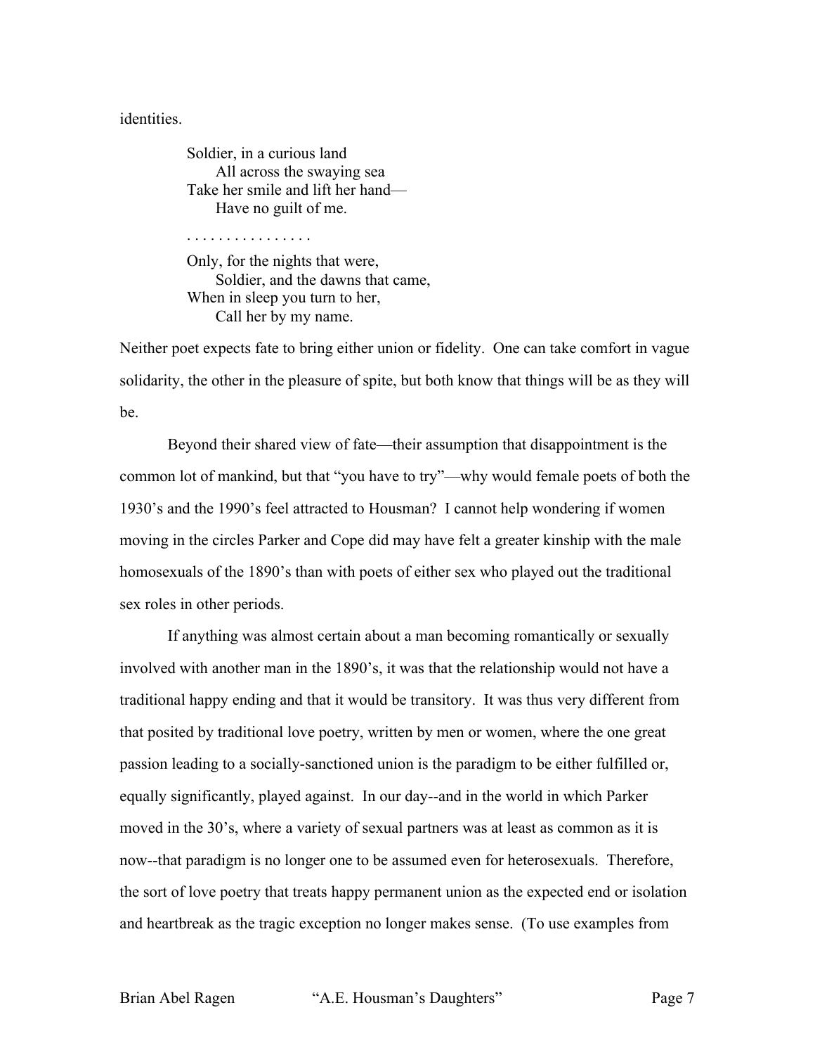identities.

> Soldier, in a curious land
>     All across the swaying sea
> Take her smile and lift her hand—
>     Have no guilt of me.
>
> . . . . . . . . . . . . . . . .
>
> Only, for the nights that were,
>     Soldier, and the dawns that came,
> When in sleep you turn to her,
>     Call her by my name.

Neither poet expects fate to bring either union or fidelity. One can take comfort in vague solidarity, the other in the pleasure of spite, but both know that things will be as they will be.

Beyond their shared view of fate—their assumption that disappointment is the common lot of mankind, but that "you have to try"—why would female poets of both the 1930's and the 1990's feel attracted to Housman? I cannot help wondering if women moving in the circles Parker and Cope did may have felt a greater kinship with the male homosexuals of the 1890's than with poets of either sex who played out the traditional sex roles in other periods.

If anything was almost certain about a man becoming romantically or sexually involved with another man in the 1890's, it was that the relationship would not have a traditional happy ending and that it would be transitory. It was thus very different from that posited by traditional love poetry, written by men or women, where the one great passion leading to a socially-sanctioned union is the paradigm to be either fulfilled or, equally significantly, played against. In our day--and in the world in which Parker moved in the 30's, where a variety of sexual partners was at least as common as it is now--that paradigm is no longer one to be assumed even for heterosexuals. Therefore, the sort of love poetry that treats happy permanent union as the expected end or isolation and heartbreak as the tragic exception no longer makes sense. (To use examples from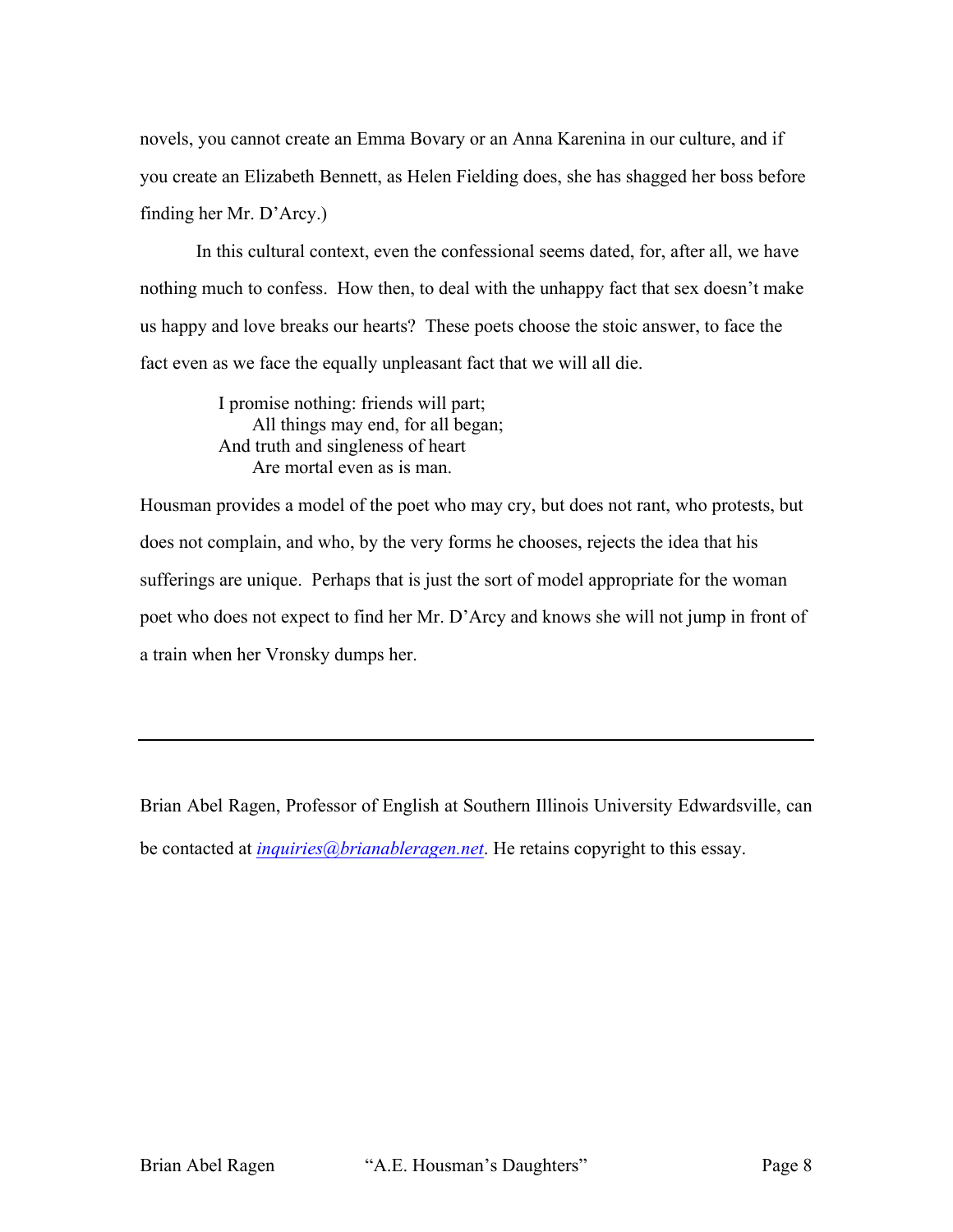novels, you cannot create an Emma Bovary or an Anna Karenina in our culture, and if you create an Elizabeth Bennett, as Helen Fielding does, she has shagged her boss before finding her Mr. D'Arcy.)

In this cultural context, even the confessional seems dated, for, after all, we have nothing much to confess. How then, to deal with the unhappy fact that sex doesn't make us happy and love breaks our hearts? These poets choose the stoic answer, to face the fact even as we face the equally unpleasant fact that we will all die.

> I promise nothing: friends will part;
> &nbsp;&nbsp;&nbsp;&nbsp;All things may end, for all began;
> And truth and singleness of heart
> &nbsp;&nbsp;&nbsp;&nbsp;Are mortal even as is man.

Housman provides a model of the poet who may cry, but does not rant, who protests, but does not complain, and who, by the very forms he chooses, rejects the idea that his sufferings are unique. Perhaps that is just the sort of model appropriate for the woman poet who does not expect to find her Mr. D'Arcy and knows she will not jump in front of a train when her Vronsky dumps her.

---

Brian Abel Ragen, Professor of English at Southern Illinois University Edwardsville, can be contacted at *inquiries@brianableragen.net*. He retains copyright to this essay.